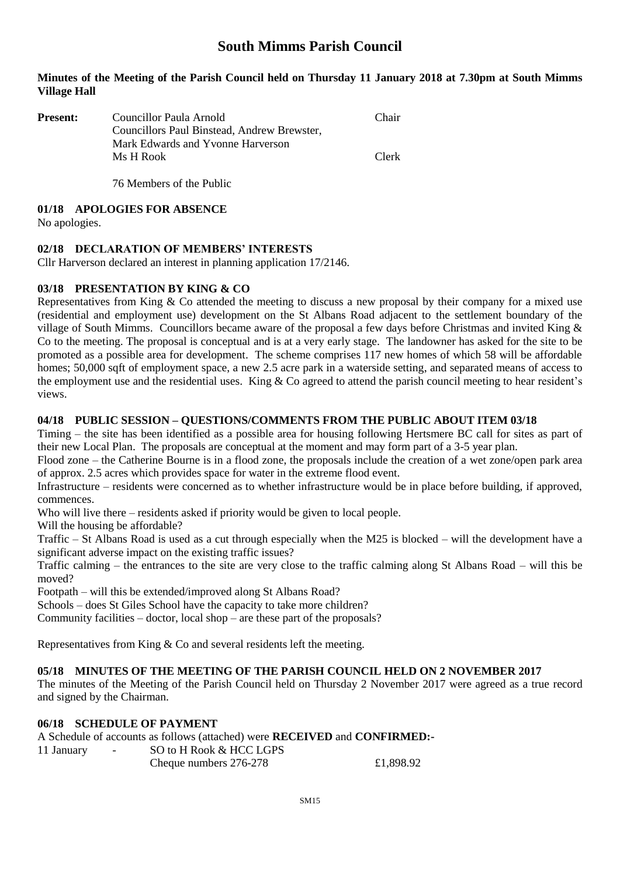# South Mimms Parish Council

**Minutes of the Meeting of the Parish Council held on Thursday 11 January 2018 at 7.30pm at South Mimms Village Hall**

| **Present:** | Councillor Paula Arnold | Chair |
|---|---|---|
| | Councillors Paul Binstead, Andrew Brewster, Mark Edwards and Yvonne Harverson | |
| | Ms H Rook | Clerk |
| | 76 Members of the Public | |

## 01/18 APOLOGIES FOR ABSENCE

No apologies.

## 02/18 DECLARATION OF MEMBERS' INTERESTS

Cllr Harverson declared an interest in planning application 17/2146.

## 03/18 PRESENTATION BY KING & CO

Representatives from King & Co attended the meeting to discuss a new proposal by their company for a mixed use (residential and employment use) development on the St Albans Road adjacent to the settlement boundary of the village of South Mimms. Councillors became aware of the proposal a few days before Christmas and invited King & Co to the meeting. The proposal is conceptual and is at a very early stage. The landowner has asked for the site to be promoted as a possible area for development. The scheme comprises 117 new homes of which 58 will be affordable homes; 50,000 sqft of employment space, a new 2.5 acre park in a waterside setting, and separated means of access to the employment use and the residential uses. King & Co agreed to attend the parish council meeting to hear resident's views.

## 04/18 PUBLIC SESSION – QUESTIONS/COMMENTS FROM THE PUBLIC ABOUT ITEM 03/18

Timing – the site has been identified as a possible area for housing following Hertsmere BC call for sites as part of their new Local Plan. The proposals are conceptual at the moment and may form part of a 3-5 year plan.

Flood zone – the Catherine Bourne is in a flood zone, the proposals include the creation of a wet zone/open park area of approx. 2.5 acres which provides space for water in the extreme flood event.

Infrastructure – residents were concerned as to whether infrastructure would be in place before building, if approved, commences.

Who will live there – residents asked if priority would be given to local people.

Will the housing be affordable?

Traffic – St Albans Road is used as a cut through especially when the M25 is blocked – will the development have a significant adverse impact on the existing traffic issues?

Traffic calming – the entrances to the site are very close to the traffic calming along St Albans Road – will this be moved?

Footpath – will this be extended/improved along St Albans Road?

Schools – does St Giles School have the capacity to take more children?

Community facilities – doctor, local shop – are these part of the proposals?

Representatives from King & Co and several residents left the meeting.

## 05/18 MINUTES OF THE MEETING OF THE PARISH COUNCIL HELD ON 2 NOVEMBER 2017

The minutes of the Meeting of the Parish Council held on Thursday 2 November 2017 were agreed as a true record and signed by the Chairman.

## 06/18 SCHEDULE OF PAYMENT

A Schedule of accounts as follows (attached) were **RECEIVED** and **CONFIRMED:-**

| 11 January | - | SO to H Rook & HCC LGPS | |
|---|---|---|---|
| | | Cheque numbers 276-278 | £1,898.92 |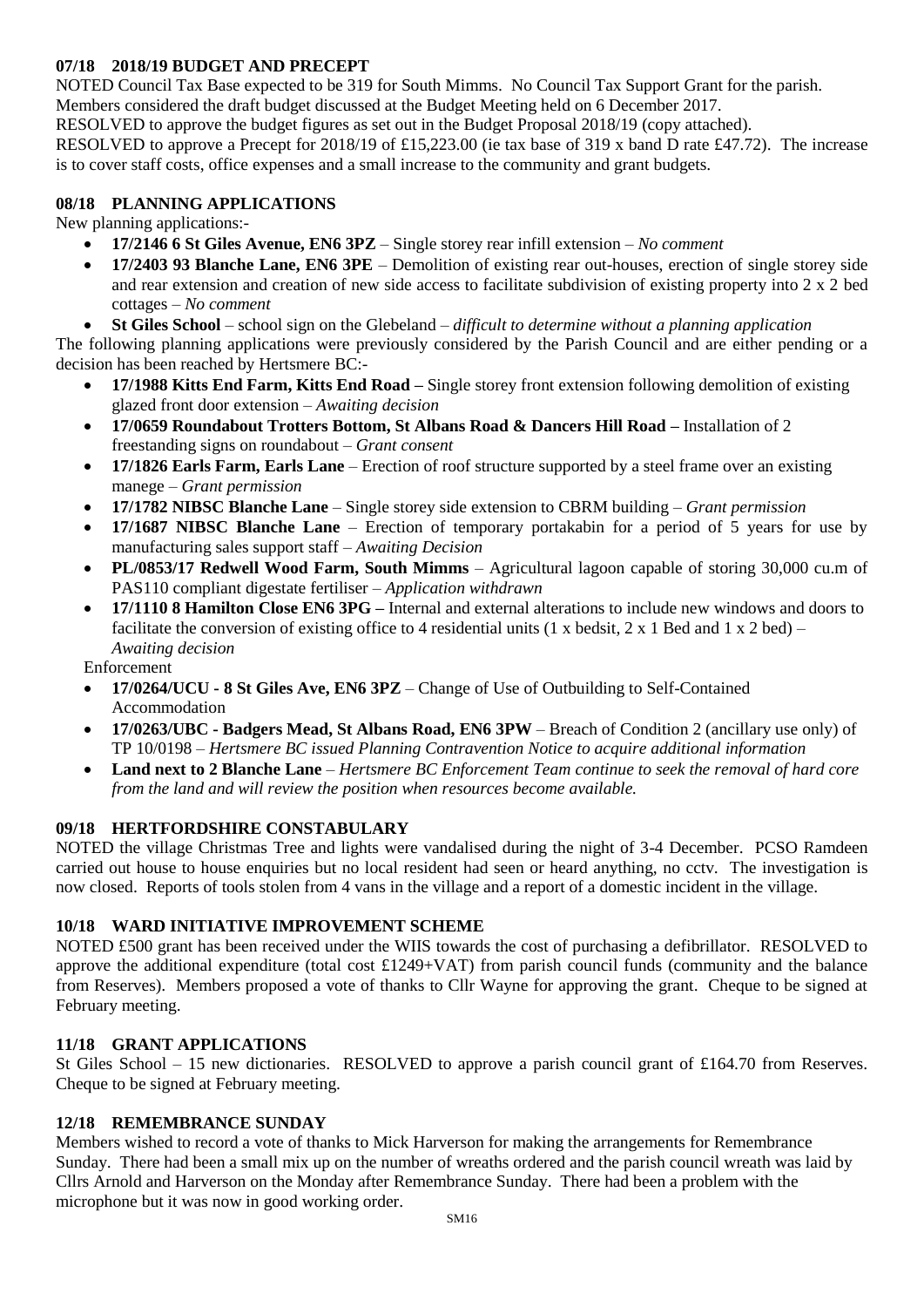## 07/18 2018/19 BUDGET AND PRECEPT

NOTED Council Tax Base expected to be 319 for South Mimms. No Council Tax Support Grant for the parish.
Members considered the draft budget discussed at the Budget Meeting held on 6 December 2017.
RESOLVED to approve the budget figures as set out in the Budget Proposal 2018/19 (copy attached).
RESOLVED to approve a Precept for 2018/19 of £15,223.00 (ie tax base of 319 x band D rate £47.72). The increase is to cover staff costs, office expenses and a small increase to the community and grant budgets.

## 08/18 PLANNING APPLICATIONS

New planning applications:-

- **17/2146 6 St Giles Avenue, EN6 3PZ** – Single storey rear infill extension – *No comment*
- **17/2403 93 Blanche Lane, EN6 3PE** – Demolition of existing rear out-houses, erection of single storey side and rear extension and creation of new side access to facilitate subdivision of existing property into 2 x 2 bed cottages – *No comment*
- **St Giles School** – school sign on the Glebeland – *difficult to determine without a planning application*

The following planning applications were previously considered by the Parish Council and are either pending or a decision has been reached by Hertsmere BC:-

- **17/1988 Kitts End Farm, Kitts End Road –** Single storey front extension following demolition of existing glazed front door extension – *Awaiting decision*
- **17/0659 Roundabout Trotters Bottom, St Albans Road & Dancers Hill Road –** Installation of 2 freestanding signs on roundabout – *Grant consent*
- **17/1826 Earls Farm, Earls Lane** – Erection of roof structure supported by a steel frame over an existing manege – *Grant permission*
- **17/1782 NIBSC Blanche Lane** – Single storey side extension to CBRM building – *Grant permission*
- **17/1687 NIBSC Blanche Lane** – Erection of temporary portakabin for a period of 5 years for use by manufacturing sales support staff – *Awaiting Decision*
- **PL/0853/17 Redwell Wood Farm, South Mimms** – Agricultural lagoon capable of storing 30,000 cu.m of PAS110 compliant digestate fertiliser – *Application withdrawn*
- **17/1110 8 Hamilton Close EN6 3PG –** Internal and external alterations to include new windows and doors to facilitate the conversion of existing office to 4 residential units (1 x bedsit, 2 x 1 Bed and 1 x 2 bed) – *Awaiting decision*

Enforcement

- **17/0264/UCU - 8 St Giles Ave, EN6 3PZ** – Change of Use of Outbuilding to Self-Contained Accommodation
- **17/0263/UBC - Badgers Mead, St Albans Road, EN6 3PW** – Breach of Condition 2 (ancillary use only) of TP 10/0198 – *Hertsmere BC issued Planning Contravention Notice to acquire additional information*
- **Land next to 2 Blanche Lane** – *Hertsmere BC Enforcement Team continue to seek the removal of hard core from the land and will review the position when resources become available.*

## 09/18 HERTFORDSHIRE CONSTABULARY

NOTED the village Christmas Tree and lights were vandalised during the night of 3-4 December. PCSO Ramdeen carried out house to house enquiries but no local resident had seen or heard anything, no cctv. The investigation is now closed. Reports of tools stolen from 4 vans in the village and a report of a domestic incident in the village.

## 10/18 WARD INITIATIVE IMPROVEMENT SCHEME

NOTED £500 grant has been received under the WIIS towards the cost of purchasing a defibrillator. RESOLVED to approve the additional expenditure (total cost £1249+VAT) from parish council funds (community and the balance from Reserves). Members proposed a vote of thanks to Cllr Wayne for approving the grant. Cheque to be signed at February meeting.

## 11/18 GRANT APPLICATIONS

St Giles School – 15 new dictionaries. RESOLVED to approve a parish council grant of £164.70 from Reserves. Cheque to be signed at February meeting.

## 12/18 REMEMBRANCE SUNDAY

Members wished to record a vote of thanks to Mick Harverson for making the arrangements for Remembrance Sunday. There had been a small mix up on the number of wreaths ordered and the parish council wreath was laid by Cllrs Arnold and Harverson on the Monday after Remembrance Sunday. There had been a problem with the microphone but it was now in good working order.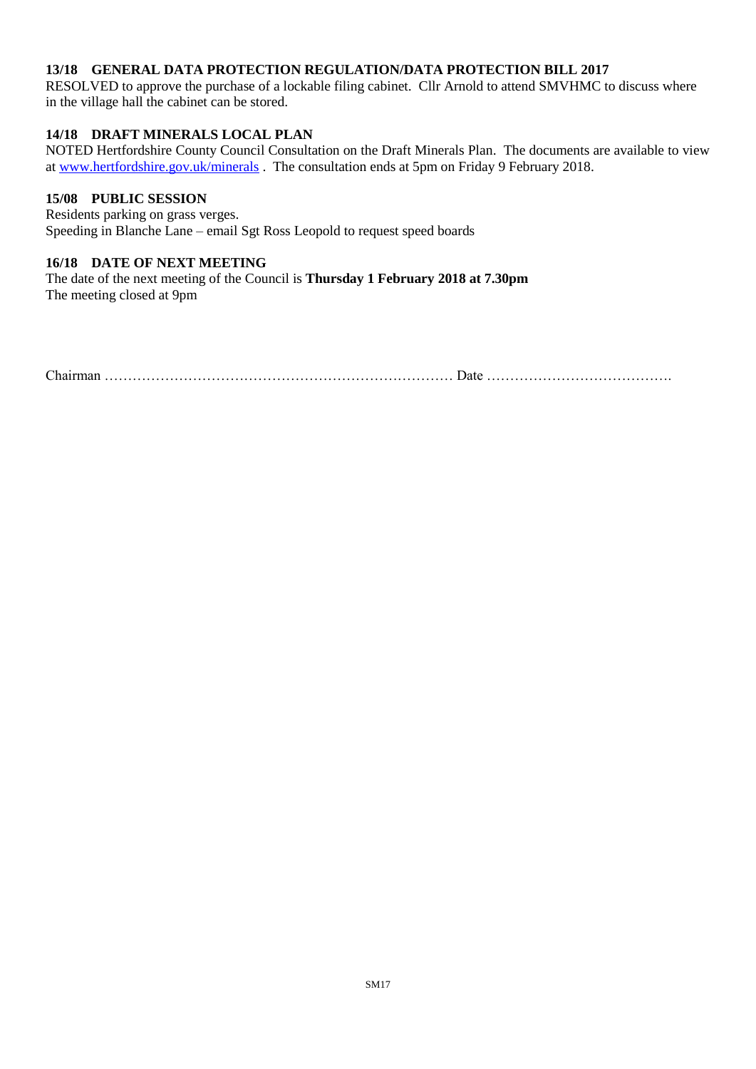### 13/18 GENERAL DATA PROTECTION REGULATION/DATA PROTECTION BILL 2017

RESOLVED to approve the purchase of a lockable filing cabinet. Cllr Arnold to attend SMVHMC to discuss where in the village hall the cabinet can be stored.

### 14/18 DRAFT MINERALS LOCAL PLAN

NOTED Hertfordshire County Council Consultation on the Draft Minerals Plan. The documents are available to view at [www.hertfordshire.gov.uk/minerals](http://www.hertfordshire.gov.uk/minerals) . The consultation ends at 5pm on Friday 9 February 2018.

### 15/08 PUBLIC SESSION

Residents parking on grass verges.
Speeding in Blanche Lane – email Sgt Ross Leopold to request speed boards

### 16/18 DATE OF NEXT MEETING

The date of the next meeting of the Council is **Thursday 1 February 2018 at 7.30pm**
The meeting closed at 9pm

Chairman …………………………………………………………………… Date …………………………………

SM17